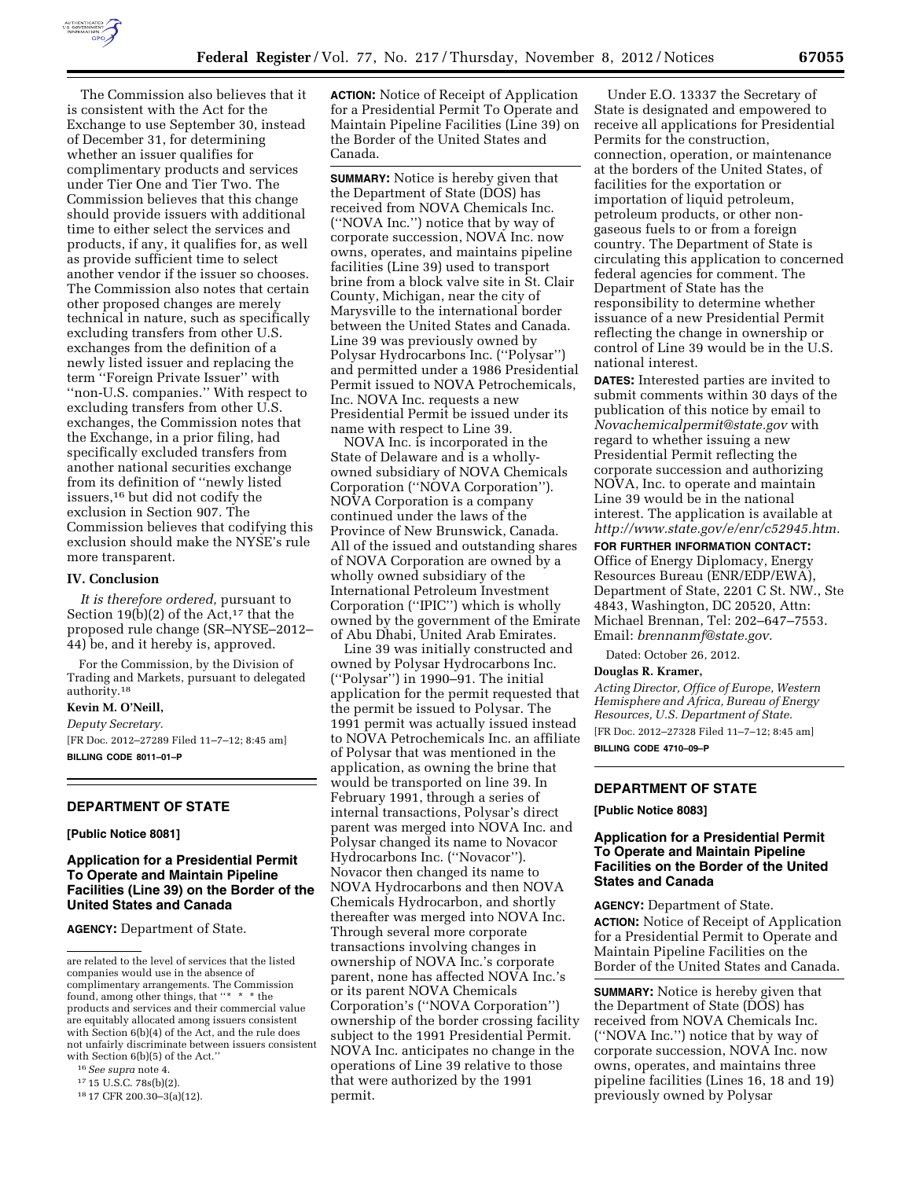The Commission also believes that it is consistent with the Act for the Exchange to use September 30, instead of December 31, for determining whether an issuer qualifies for complimentary products and services under Tier One and Tier Two. The Commission believes that this change should provide issuers with additional time to either select the services and products, if any, it qualifies for, as well as provide sufficient time to select another vendor if the issuer so chooses. The Commission also notes that certain other proposed changes are merely technical in nature, such as specifically excluding transfers from other U.S. exchanges from the definition of a newly listed issuer and replacing the term ''Foreign Private Issuer'' with ''non-U.S. companies.'' With respect to excluding transfers from other U.S. exchanges, the Commission notes that the Exchange, in a prior filing, had specifically excluded transfers from another national securities exchange from its definition of ''newly listed issuers,[16] but did not codify the exclusion in Section 907. The Commission believes that codifying this exclusion should make the NYSE's rule more transparent.

## IV. Conclusion

*It is therefore ordered,* pursuant to Section 19(b)(2) of the Act,[17] that the proposed rule change (SR–NYSE–2012–44) be, and it hereby is, approved.

For the Commission, by the Division of Trading and Markets, pursuant to delegated authority.[18]

**Kevin M. O'Neill,**

*Deputy Secretary.*

[FR Doc. 2012–27289 Filed 11–7–12; 8:45 am]

**BILLING CODE 8011–01–P**

are related to the level of services that the listed companies would use in the absence of complimentary arrangements. The Commission found, among other things, that ''* * * the products and services and their commercial value are equitably allocated among issuers consistent with Section 6(b)(4) of the Act, and the rule does not unfairly discriminate between issuers consistent with Section 6(b)(5) of the Act.''

[16] *See supra* note 4.

[17] 15 U.S.C. 78s(b)(2).

[18] 17 CFR 200.30–3(a)(12).

---

## DEPARTMENT OF STATE

**[Public Notice 8081]**

### Application for a Presidential Permit To Operate and Maintain Pipeline Facilities (Line 39) on the Border of the United States and Canada

**AGENCY:** Department of State.

**ACTION:** Notice of Receipt of Application for a Presidential Permit To Operate and Maintain Pipeline Facilities (Line 39) on the Border of the United States and Canada.

**SUMMARY:** Notice is hereby given that the Department of State (DOS) has received from NOVA Chemicals Inc. (''NOVA Inc.'') notice that by way of corporate succession, NOVA Inc. now owns, operates, and maintains pipeline facilities (Line 39) used to transport brine from a block valve site in St. Clair County, Michigan, near the city of Marysville to the international border between the United States and Canada. Line 39 was previously owned by Polysar Hydrocarbons Inc. (''Polysar'') and permitted under a 1986 Presidential Permit issued to NOVA Petrochemicals, Inc. NOVA Inc. requests a new Presidential Permit be issued under its name with respect to Line 39.

NOVA Inc. is incorporated in the State of Delaware and is a wholly-owned subsidiary of NOVA Chemicals Corporation (''NOVA Corporation''). NOVA Corporation is a company continued under the laws of the Province of New Brunswick, Canada. All of the issued and outstanding shares of NOVA Corporation are owned by a wholly owned subsidiary of the International Petroleum Investment Corporation (''IPIC'') which is wholly owned by the government of the Emirate of Abu Dhabi, United Arab Emirates.

Line 39 was initially constructed and owned by Polysar Hydrocarbons Inc. (''Polysar'') in 1990–91. The initial application for the permit requested that the permit be issued to Polysar. The 1991 permit was actually issued instead to NOVA Petrochemicals Inc. an affiliate of Polysar that was mentioned in the application, as owning the brine that would be transported on line 39. In February 1991, through a series of internal transactions, Polysar's direct parent was merged into NOVA Inc. and Polysar changed its name to Novacor Hydrocarbons Inc. (''Novacor''). Novacor then changed its name to NOVA Hydrocarbons and then NOVA Chemicals Hydrocarbon, and shortly thereafter was merged into NOVA Inc. Through several more corporate transactions involving changes in ownership of NOVA Inc.'s corporate parent, none has affected NOVA Inc.'s or its parent NOVA Chemicals Corporation's (''NOVA Corporation'') ownership of the border crossing facility subject to the 1991 Presidential Permit. NOVA Inc. anticipates no change in the operations of Line 39 relative to those that were authorized by the 1991 permit.

Under E.O. 13337 the Secretary of State is designated and empowered to receive all applications for Presidential Permits for the construction, connection, operation, or maintenance at the borders of the United States, of facilities for the exportation or importation of liquid petroleum, petroleum products, or other non-gaseous fuels to or from a foreign country. The Department of State is circulating this application to concerned federal agencies for comment. The Department of State has the responsibility to determine whether issuance of a new Presidential Permit reflecting the change in ownership or control of Line 39 would be in the U.S. national interest.

**DATES:** Interested parties are invited to submit comments within 30 days of the publication of this notice by email to *Novachemicalpermit@state.gov* with regard to whether issuing a new Presidential Permit reflecting the corporate succession and authorizing NOVA, Inc. to operate and maintain Line 39 would be in the national interest. The application is available at *http://www.state.gov/e/enr/c52945.htm.*

**FOR FURTHER INFORMATION CONTACT:** Office of Energy Diplomacy, Energy Resources Bureau (ENR/EDP/EWA), Department of State, 2201 C St. NW., Ste 4843, Washington, DC 20520, Attn: Michael Brennan, Tel: 202–647–7553. Email: *brennanmf@state.gov.*

Dated: October 26, 2012.

**Douglas R. Kramer,**

*Acting Director, Office of Europe, Western Hemisphere and Africa, Bureau of Energy Resources, U.S. Department of State.*

[FR Doc. 2012–27328 Filed 11–7–12; 8:45 am]

**BILLING CODE 4710–09–P**

---

## DEPARTMENT OF STATE

**[Public Notice 8083]**

### Application for a Presidential Permit To Operate and Maintain Pipeline Facilities on the Border of the United States and Canada

**AGENCY:** Department of State.

**ACTION:** Notice of Receipt of Application for a Presidential Permit to Operate and Maintain Pipeline Facilities on the Border of the United States and Canada.

**SUMMARY:** Notice is hereby given that the Department of State (DOS) has received from NOVA Chemicals Inc. (''NOVA Inc.'') notice that by way of corporate succession, NOVA Inc. now owns, operates, and maintains three pipeline facilities (Lines 16, 18 and 19) previously owned by Polysar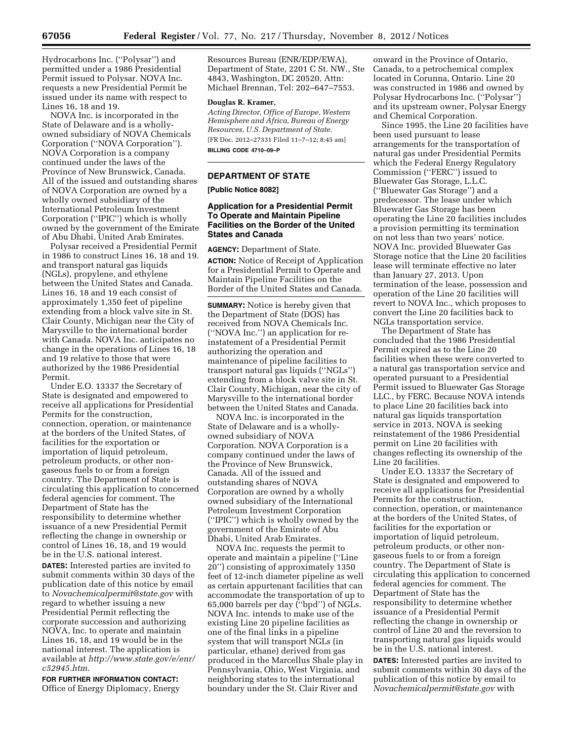Hydrocarbons Inc. (''Polysar'') and permitted under a 1986 Presidential Permit issued to Polysar. NOVA Inc. requests a new Presidential Permit be issued under its name with respect to Lines 16, 18 and 19.

NOVA Inc. is incorporated in the State of Delaware and is a wholly-owned subsidiary of NOVA Chemicals Corporation (''NOVA Corporation''). NOVA Corporation is a company continued under the laws of the Province of New Brunswick, Canada. All of the issued and outstanding shares of NOVA Corporation are owned by a wholly owned subsidiary of the International Petroleum Investment Corporation (''IPIC'') which is wholly owned by the government of the Emirate of Abu Dhabi, United Arab Emirates.

Polysar received a Presidential Permit in 1986 to construct Lines 16, 18 and 19. and transport natural gas liquids (NGLs), propylene, and ethylene between the United States and Canada. Lines 16, 18 and 19 each consist of approximately 1,350 feet of pipeline extending from a block valve site in St. Clair County, Michigan near the City of Marysville to the international border with Canada. NOVA Inc. anticipates no change in the operations of Lines 16, 18 and 19 relative to those that were authorized by the 1986 Presidential Permit.

Under E.O. 13337 the Secretary of State is designated and empowered to receive all applications for Presidential Permits for the construction, connection, operation, or maintenance at the borders of the United States, of facilities for the exportation or importation of liquid petroleum, petroleum products, or other non-gaseous fuels to or from a foreign country. The Department of State is circulating this application to concerned federal agencies for comment. The Department of State has the responsibility to determine whether issuance of a new Presidential Permit reflecting the change in ownership or control of Lines 16, 18, and 19 would be in the U.S. national interest.

**DATES:** Interested parties are invited to submit comments within 30 days of the publication date of this notice by email to *Novachemicalpermit@state.gov* with regard to whether issuing a new Presidential Permit reflecting the corporate succession and authorizing NOVA, Inc. to operate and maintain Lines 16, 18, and 19 would be in the national interest. The application is available at *http://www.state.gov/e/enr/c52945.htm.*

**FOR FURTHER INFORMATION CONTACT:** Office of Energy Diplomacy, Energy Resources Bureau (ENR/EDP/EWA), Department of State, 2201 C St. NW., Ste 4843, Washington, DC 20520, Attn: Michael Brennan, Tel: 202–647–7553.

**Douglas R. Kramer,**

*Acting Director, Office of Europe, Western Hemisphere and Africa, Bureau of Energy Resources, U.S. Department of State.*

[FR Doc. 2012–27331 Filed 11–7–12; 8:45 am]

**BILLING CODE 4710–09–P**

---

## DEPARTMENT OF STATE

**[Public Notice 8082]**

### Application for a Presidential Permit To Operate and Maintain Pipeline Facilities on the Border of the United States and Canada

**AGENCY:** Department of State.

**ACTION:** Notice of Receipt of Application for a Presidential Permit to Operate and Maintain Pipeline Facilities on the Border of the United States and Canada.

**SUMMARY:** Notice is hereby given that the Department of State (DOS) has received from NOVA Chemicals Inc. (''NOVA Inc.'') an application for re-instatement of a Presidential Permit authorizing the operation and maintenance of pipeline facilities to transport natural gas liquids (''NGLs'') extending from a block valve site in St. Clair County, Michigan, near the city of Marysville to the international border between the United States and Canada.

NOVA Inc. is incorporated in the State of Delaware and is a wholly-owned subsidiary of NOVA Corporation. NOVA Corporation is a company continued under the laws of the Province of New Brunswick, Canada. All of the issued and outstanding shares of NOVA Corporation are owned by a wholly owned subsidiary of the International Petroleum Investment Corporation (''IPIC'') which is wholly owned by the government of the Emirate of Abu Dhabi, United Arab Emirates.

NOVA Inc. requests the permit to operate and maintain a pipeline (''Line 20'') consisting of approximately 1350 feet of 12-inch diameter pipeline as well as certain appurtenant facilities that can accommodate the transportation of up to 65,000 barrels per day (''bpd'') of NGLs. NOVA Inc. intends to make use of the existing Line 20 pipeline facilities as one of the final links in a pipeline system that will transport NGLs (in particular, ethane) derived from gas produced in the Marcellus Shale play in Pennsylvania, Ohio, West Virginia, and neighboring states to the international boundary under the St. Clair River and onward in the Province of Ontario, Canada, to a petrochemical complex located in Corunna, Ontario. Line 20 was constructed in 1986 and owned by Polysar Hydrocarbons Inc. (''Polysar'') and its upstream owner, Polysar Energy and Chemical Corporation.

Since 1995, the Line 20 facilities have been used pursuant to lease arrangements for the transportation of natural gas under Presidential Permits which the Federal Energy Regulatory Commission (''FERC'') issued to Bluewater Gas Storage, L.L.C. (''Bluewater Gas Storage'') and a predecessor. The lease under which Bluewater Gas Storage has been operating the Line 20 facilities includes a provision permitting its termination on not less than two years' notice. NOVA Inc. provided Bluewater Gas Storage notice that the Line 20 facilities lease will terminate effective no later than January 27, 2013. Upon termination of the lease, possession and operation of the Line 20 facilities will revert to NOVA Inc., which proposes to convert the Line 20 facilities back to NGLs transportation service.

The Department of State has concluded that the 1986 Presidential Permit expired as to the Line 20 facilities when these were converted to a natural gas transportation service and operated pursuant to a Presidential Permit issued to Bluewater Gas Storage LLC., by FERC. Because NOVA intends to place Line 20 facilities back into natural gas liquids transportation service in 2013, NOVA is seeking reinstatement of the 1986 Presidential permit on Line 20 facilities with changes reflecting its ownership of the Line 20 facilities.

Under E.O. 13337 the Secretary of State is designated and empowered to receive all applications for Presidential Permits for the construction, connection, operation, or maintenance at the borders of the United States, of facilities for the exportation or importation of liquid petroleum, petroleum products, or other non-gaseous fuels to or from a foreign country. The Department of State is circulating this application to concerned federal agencies for comment. The Department of State has the responsibility to determine whether issuance of a Presidential Permit reflecting the change in ownership or control of Line 20 and the reversion to transporting natural gas liquids would be in the U.S. national interest.

**DATES:** Interested parties are invited to submit comments within 30 days of the publication of this notice by email to *Novachemicalpermit@state.gov* with